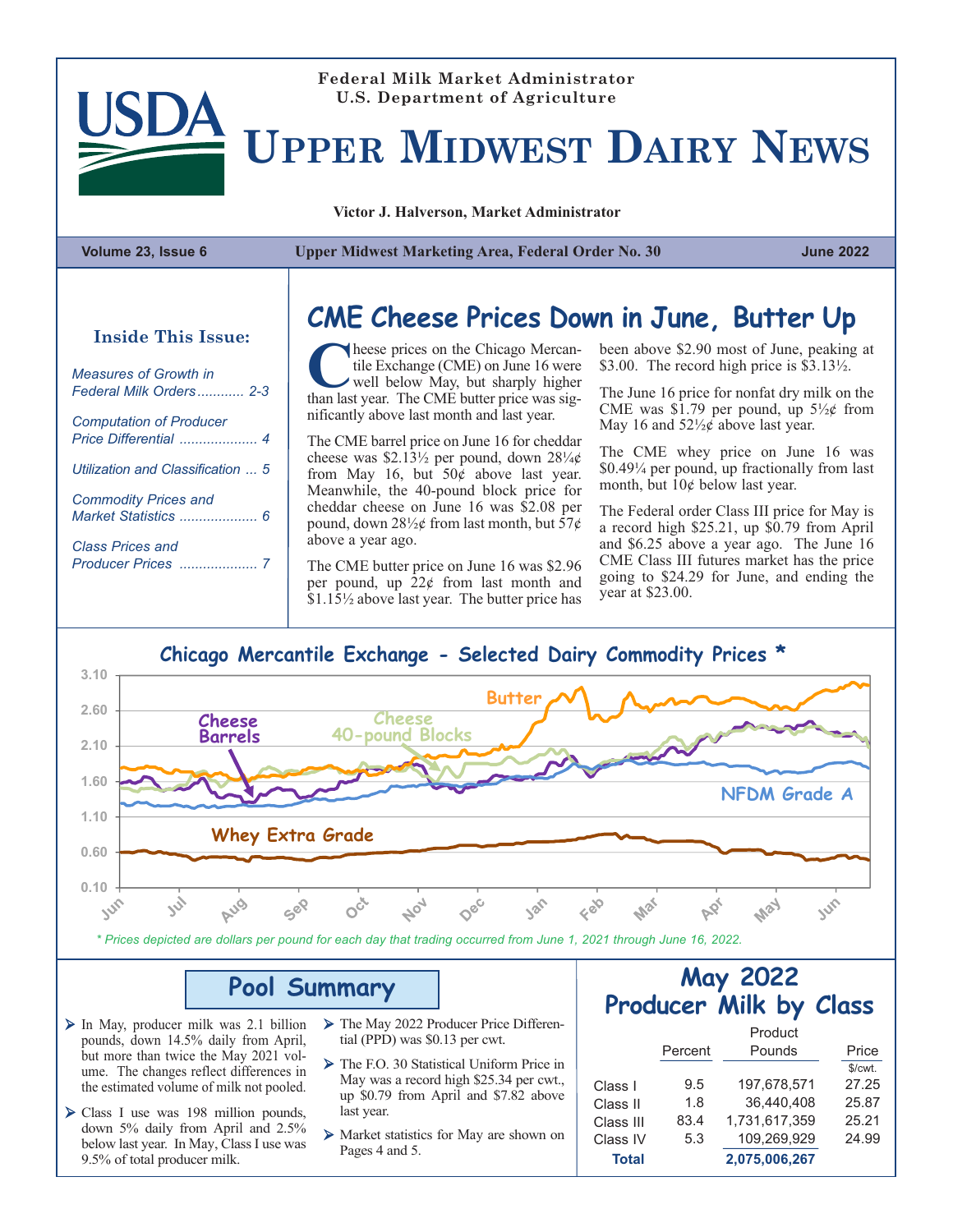Federal Milk Market Administrator
U.S. Department of Agriculture

# Upper Midwest Dairy News

Victor J. Halverson, Market Administrator

**Volume 23, Issue 6** | **Upper Midwest Marketing Area, Federal Order No. 30** | **June 2022**

### Inside This Issue:

- *Measures of Growth in Federal Milk Orders* ........... 2-3
- *Computation of Producer Price Differential* .................... 4
- *Utilization and Classification* ... 5
- *Commodity Prices and Market Statistics* .................... 6
- *Class Prices and Producer Prices* .................... 7

## CME Cheese Prices Down in June, Butter Up

Cheese prices on the Chicago Mercantile Exchange (CME) on June 16 were well below May, but sharply higher than last year. The CME butter price was significantly above last month and last year.

The CME barrel price on June 16 for cheddar cheese was $2.13½ per pound, down 28¼¢ from May 16, but 50¢ above last year. Meanwhile, the 40-pound block price for cheddar cheese on June 16 was $2.08 per pound, down 28½¢ from last month, but 57¢ above a year ago.

The CME butter price on June 16 was $2.96 per pound, up 22¢ from last month and $1.15½ above last year. The butter price has been above $2.90 most of June, peaking at $3.00. The record high price is $3.13½.

The June 16 price for nonfat dry milk on the CME was $1.79 per pound, up 5½¢ from May 16 and 52½¢ above last year.

The CME whey price on June 16 was $0.49¼ per pound, up fractionally from last month, but 10¢ below last year.

The Federal order Class III price for May is a record high $25.21, up $0.79 from April and $6.25 above a year ago. The June 16 CME Class III futures market has the price going to $24.29 for June, and ending the year at $23.00.

### Chicago Mercantile Exchange - Selected Dairy Commodity Prices *

*\* Prices depicted are dollars per pound for each day that trading occurred from June 1, 2021 through June 16, 2022.*

## Pool Summary

- In May, producer milk was 2.1 billion pounds, down 14.5% daily from April, but more than twice the May 2021 volume. The changes reflect differences in the estimated volume of milk not pooled.
- Class I use was 198 million pounds, down 5% daily from April and 2.5% below last year. In May, Class I use was 9.5% of total producer milk.
- The May 2022 Producer Price Differential (PPD) was $0.13 per cwt.
- The F.O. 30 Statistical Uniform Price in May was a record high $25.34 per cwt., up $0.79 from April and $7.82 above last year.
- Market statistics for May are shown on Pages 4 and 5.

## May 2022 Producer Milk by Class

| | Percent | Product Pounds | Price $/cwt. |
|---|---|---|---|
| Class I | 9.5 | 197,678,571 | 27.25 |
| Class II | 1.8 | 36,440,408 | 25.87 |
| Class III | 83.4 | 1,731,617,359 | 25.21 |
| Class IV | 5.3 | 109,269,929 | 24.99 |
| **Total** | | **2,075,006,267** | |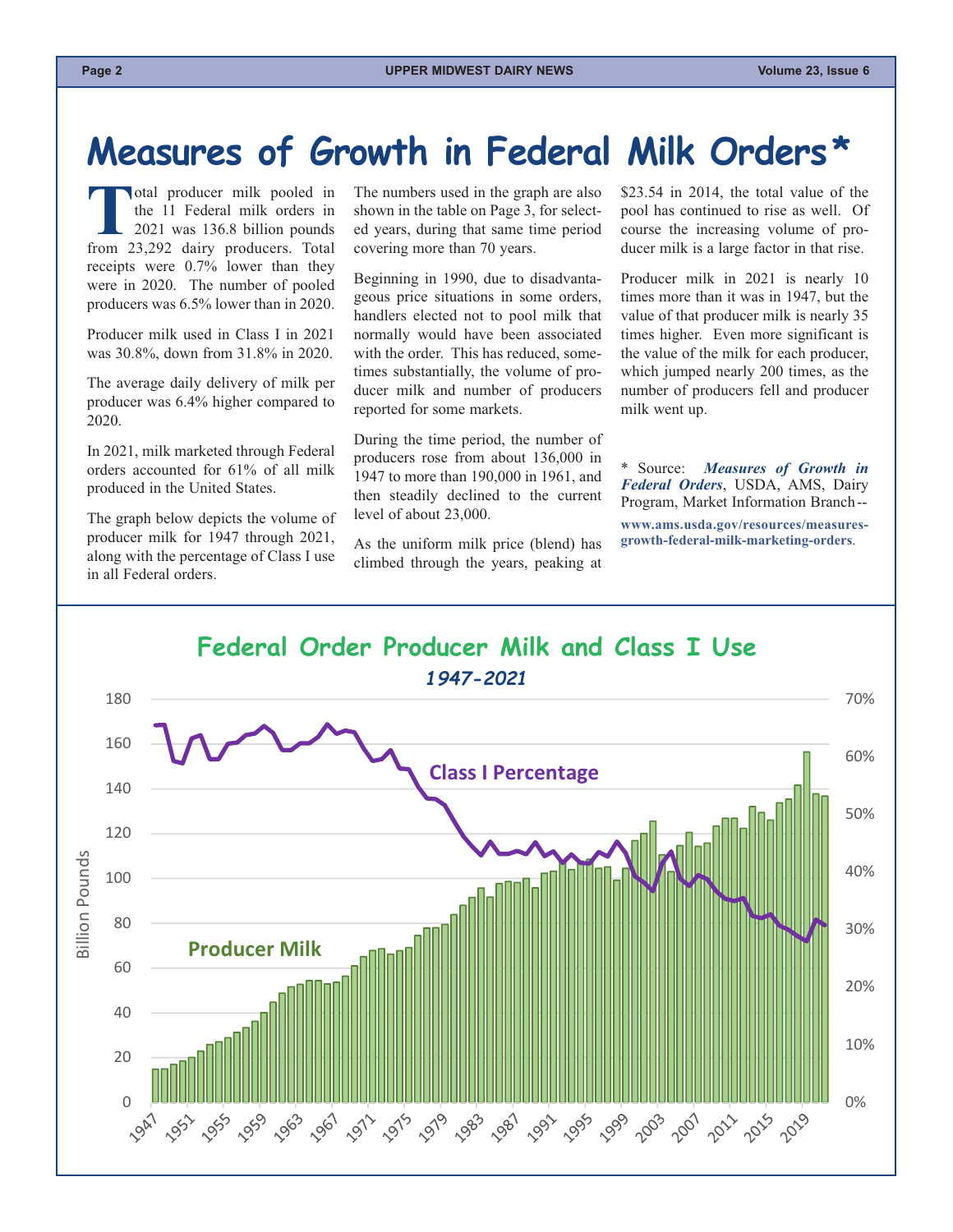# Measures of Growth in Federal Milk Orders*

Total producer milk pooled in the 11 Federal milk orders in 2021 was 136.8 billion pounds from 23,292 dairy producers. Total receipts were 0.7% lower than they were in 2020. The number of pooled producers was 6.5% lower than in 2020.

Producer milk used in Class I in 2021 was 30.8%, down from 31.8% in 2020.

The average daily delivery of milk per producer was 6.4% higher compared to 2020.

In 2021, milk marketed through Federal orders accounted for 61% of all milk produced in the United States.

The graph below depicts the volume of producer milk for 1947 through 2021, along with the percentage of Class I use in all Federal orders.

The numbers used in the graph are also shown in the table on Page 3, for selected years, during that same time period covering more than 70 years.

Beginning in 1990, due to disadvantageous price situations in some orders, handlers elected not to pool milk that normally would have been associated with the order. This has reduced, sometimes substantially, the volume of producer milk and number of producers reported for some markets.

During the time period, the number of producers rose from about 136,000 in 1947 to more than 190,000 in 1961, and then steadily declined to the current level of about 23,000.

As the uniform milk price (blend) has climbed through the years, peaking at $23.54 in 2014, the total value of the pool has continued to rise as well. Of course the increasing volume of producer milk is a large factor in that rise.

Producer milk in 2021 is nearly 10 times more than it was in 1947, but the value of that producer milk is nearly 35 times higher. Even more significant is the value of the milk for each producer, which jumped nearly 200 times, as the number of producers fell and producer milk went up.

\* Source: ***Measures of Growth in Federal Orders***, USDA, AMS, Dairy Program, Market Information Branch-- **www.ams.usda.gov/resources/measures-growth-federal-milk-marketing-orders**.

## Federal Order Producer Milk and Class I Use

*1947-2021*

(Chart: Producer Milk, in billion pounds (left axis, 0–180), shown as bars for 1947–2021; Class I Percentage (right axis, 0%–70%) shown as a line.)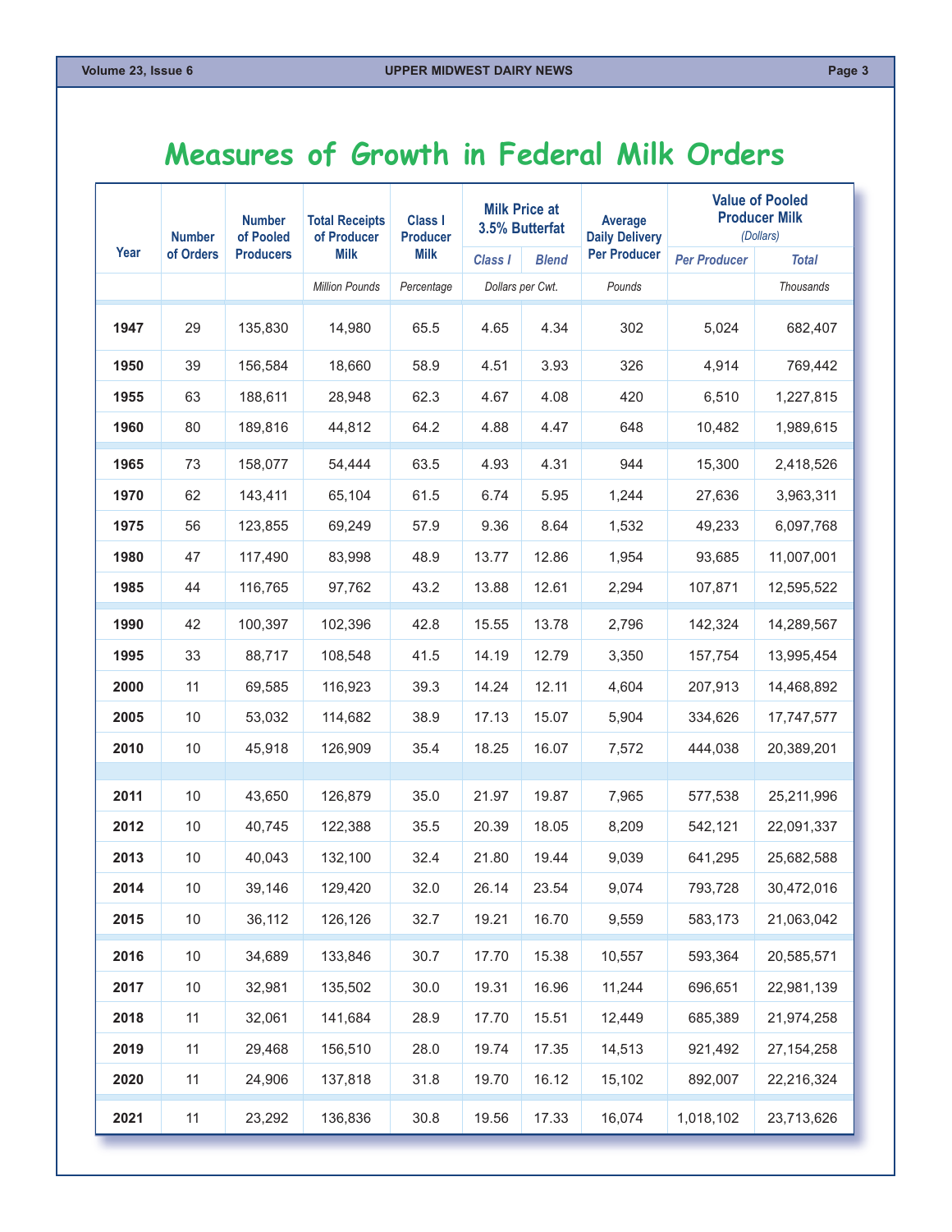# Measures of Growth in Federal Milk Orders

| Year | Number of Orders | Number of Pooled Producers | Total Receipts of Producer Milk | Class I Producer Milk | Milk Price at 3.5% Butterfat | | Average Daily Delivery Per Producer | Value of Pooled Producer Milk (Dollars) | |
|---|---|---|---|---|---|---|---|---|---|
| | | | | | Class I | Blend | | Per Producer | Total |
| | | | Million Pounds | Percentage | Dollars per Cwt. | | Pounds | | Thousands |
| 1947 | 29 | 135,830 | 14,980 | 65.5 | 4.65 | 4.34 | 302 | 5,024 | 682,407 |
| 1950 | 39 | 156,584 | 18,660 | 58.9 | 4.51 | 3.93 | 326 | 4,914 | 769,442 |
| 1955 | 63 | 188,611 | 28,948 | 62.3 | 4.67 | 4.08 | 420 | 6,510 | 1,227,815 |
| 1960 | 80 | 189,816 | 44,812 | 64.2 | 4.88 | 4.47 | 648 | 10,482 | 1,989,615 |
| 1965 | 73 | 158,077 | 54,444 | 63.5 | 4.93 | 4.31 | 944 | 15,300 | 2,418,526 |
| 1970 | 62 | 143,411 | 65,104 | 61.5 | 6.74 | 5.95 | 1,244 | 27,636 | 3,963,311 |
| 1975 | 56 | 123,855 | 69,249 | 57.9 | 9.36 | 8.64 | 1,532 | 49,233 | 6,097,768 |
| 1980 | 47 | 117,490 | 83,998 | 48.9 | 13.77 | 12.86 | 1,954 | 93,685 | 11,007,001 |
| 1985 | 44 | 116,765 | 97,762 | 43.2 | 13.88 | 12.61 | 2,294 | 107,871 | 12,595,522 |
| 1990 | 42 | 100,397 | 102,396 | 42.8 | 15.55 | 13.78 | 2,796 | 142,324 | 14,289,567 |
| 1995 | 33 | 88,717 | 108,548 | 41.5 | 14.19 | 12.79 | 3,350 | 157,754 | 13,995,454 |
| 2000 | 11 | 69,585 | 116,923 | 39.3 | 14.24 | 12.11 | 4,604 | 207,913 | 14,468,892 |
| 2005 | 10 | 53,032 | 114,682 | 38.9 | 17.13 | 15.07 | 5,904 | 334,626 | 17,747,577 |
| 2010 | 10 | 45,918 | 126,909 | 35.4 | 18.25 | 16.07 | 7,572 | 444,038 | 20,389,201 |
| 2011 | 10 | 43,650 | 126,879 | 35.0 | 21.97 | 19.87 | 7,965 | 577,538 | 25,211,996 |
| 2012 | 10 | 40,745 | 122,388 | 35.5 | 20.39 | 18.05 | 8,209 | 542,121 | 22,091,337 |
| 2013 | 10 | 40,043 | 132,100 | 32.4 | 21.80 | 19.44 | 9,039 | 641,295 | 25,682,588 |
| 2014 | 10 | 39,146 | 129,420 | 32.0 | 26.14 | 23.54 | 9,074 | 793,728 | 30,472,016 |
| 2015 | 10 | 36,112 | 126,126 | 32.7 | 19.21 | 16.70 | 9,559 | 583,173 | 21,063,042 |
| 2016 | 10 | 34,689 | 133,846 | 30.7 | 17.70 | 15.38 | 10,557 | 593,364 | 20,585,571 |
| 2017 | 10 | 32,981 | 135,502 | 30.0 | 19.31 | 16.96 | 11,244 | 696,651 | 22,981,139 |
| 2018 | 11 | 32,061 | 141,684 | 28.9 | 17.70 | 15.51 | 12,449 | 685,389 | 21,974,258 |
| 2019 | 11 | 29,468 | 156,510 | 28.0 | 19.74 | 17.35 | 14,513 | 921,492 | 27,154,258 |
| 2020 | 11 | 24,906 | 137,818 | 31.8 | 19.70 | 16.12 | 15,102 | 892,007 | 22,216,324 |
| 2021 | 11 | 23,292 | 136,836 | 30.8 | 19.56 | 17.33 | 16,074 | 1,018,102 | 23,713,626 |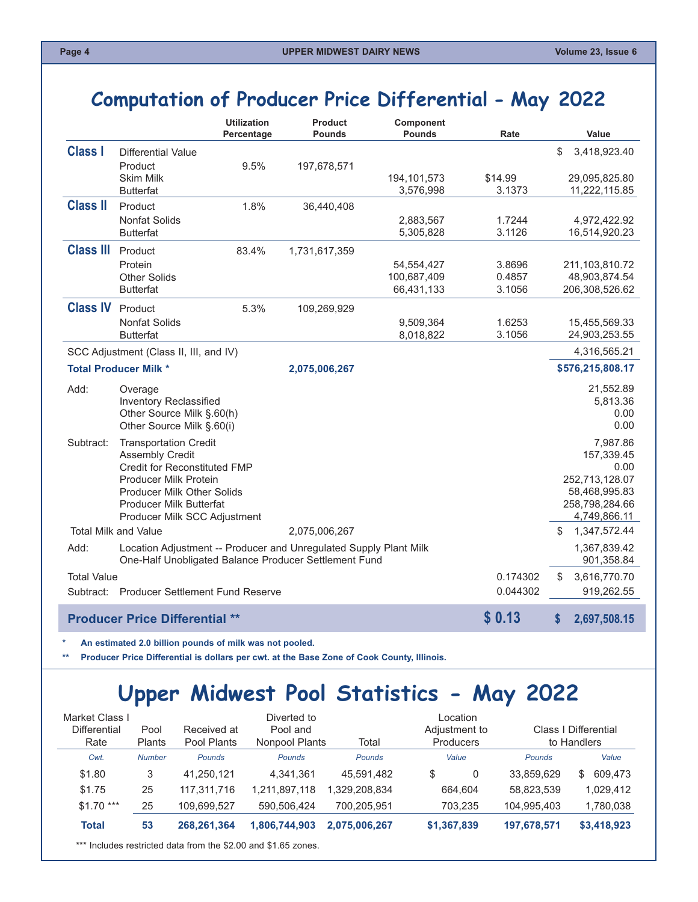# Computation of Producer Price Differential - May 2022

| | | Utilization Percentage | Product Pounds | Component Pounds | Rate | Value |
|---|---|---|---|---|---|---|
| **Class I** | Differential Value | | | | | $ 3,418,923.40 |
| | Product | 9.5% | 197,678,571 | | | |
| | Skim Milk | | | 194,101,573 | $14.99 | 29,095,825.80 |
| | Butterfat | | | 3,576,998 | 3.1373 | 11,222,115.85 |
| **Class II** | Product | 1.8% | 36,440,408 | | | |
| | Nonfat Solids | | | 2,883,567 | 1.7244 | 4,972,422.92 |
| | Butterfat | | | 5,305,828 | 3.1126 | 16,514,920.23 |
| **Class III** | Product | 83.4% | 1,731,617,359 | | | |
| | Protein | | | 54,554,427 | 3.8696 | 211,103,810.72 |
| | Other Solids | | | 100,687,409 | 0.4857 | 48,903,874.54 |
| | Butterfat | | | 66,431,133 | 3.1056 | 206,308,526.62 |
| **Class IV** | Product | 5.3% | 109,269,929 | | | |
| | Nonfat Solids | | | 9,509,364 | 1.6253 | 15,455,569.33 |
| | Butterfat | | | 8,018,822 | 3.1056 | 24,903,253.55 |
| SCC Adjustment (Class II, III, and IV) | | | | | | 4,316,565.21 |
| **Total Producer Milk *** | | | **2,075,006,267** | | | **$576,215,808.17** |
| Add: | Overage | | | | | 21,552.89 |
| | Inventory Reclassified | | | | | 5,813.36 |
| | Other Source Milk §.60(h) | | | | | 0.00 |
| | Other Source Milk §.60(i) | | | | | 0.00 |
| Subtract: | Transportation Credit | | | | | 7,987.86 |
| | Assembly Credit | | | | | 157,339.45 |
| | Credit for Reconstituted FMP | | | | | 0.00 |
| | Producer Milk Protein | | | | | 252,713,128.07 |
| | Producer Milk Other Solids | | | | | 58,468,995.83 |
| | Producer Milk Butterfat | | | | | 258,798,284.66 |
| | Producer Milk SCC Adjustment | | | | | 4,749,866.11 |
| Total Milk and Value | | | 2,075,006,267 | | | $ 1,347,572.44 |
| Add: | Location Adjustment -- Producer and Unregulated Supply Plant Milk | | | | | 1,367,839.42 |
| | One-Half Unobligated Balance Producer Settlement Fund | | | | | 901,358.84 |
| Total Value | | | | | 0.174302 | $ 3,616,770.70 |
| Subtract: | Producer Settlement Fund Reserve | | | | 0.044302 | 919,262.55 |
| **Producer Price Differential **** | | | | | **$ 0.13** | **$ 2,697,508.15** |

**\* An estimated 2.0 billion pounds of milk was not pooled.**

**\*\* Producer Price Differential is dollars per cwt. at the Base Zone of Cook County, Illinois.**

# Upper Midwest Pool Statistics - May 2022

| Market Class I Differential Rate | Pool Plants | Received at Pool Plants | Diverted to Pool and Nonpool Plants | Total | Location Adjustment to Producers | Class I Differential to Handlers | |
|---|---|---|---|---|---|---|---|
| *Cwt.* | *Number* | *Pounds* | *Pounds* | *Pounds* | *Value* | *Pounds* | *Value* |
| $1.80 | 3 | 41,250,121 | 4,341,361 | 45,591,482 | $ 0 | 33,859,629 | $ 609,473 |
| $1.75 | 25 | 117,311,716 | 1,211,897,118 | 1,329,208,834 | 664,604 | 58,823,539 | 1,029,412 |
| $1.70 *** | 25 | 109,699,527 | 590,506,424 | 700,205,951 | 703,235 | 104,995,403 | 1,780,038 |
| **Total** | **53** | **268,261,364** | **1,806,744,903** | **2,075,006,267** | **$1,367,839** | **197,678,571** | **$3,418,923** |

\*\*\* Includes restricted data from the $2.00 and $1.65 zones.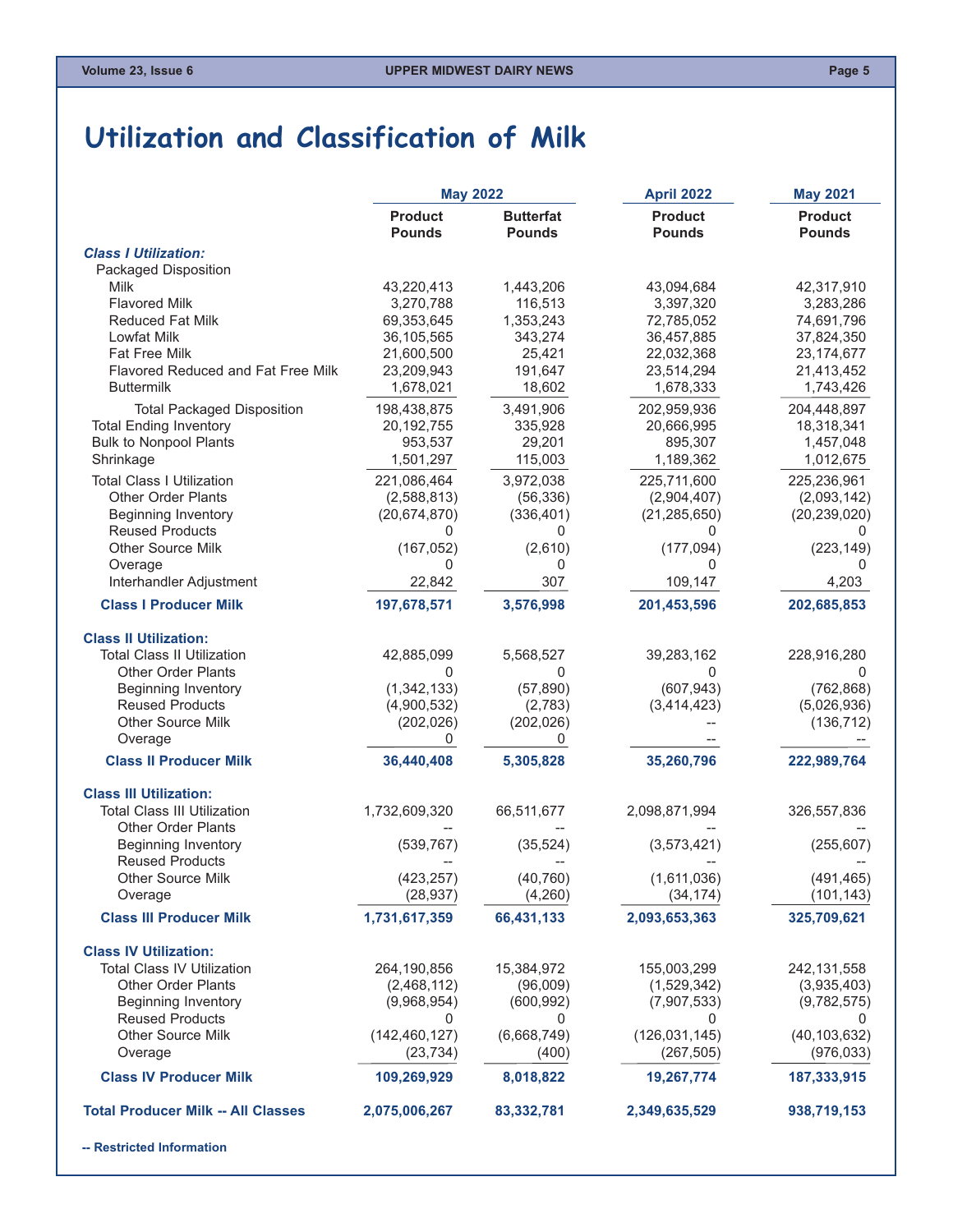# Utilization and Classification of Milk

| | May 2022 | | April 2022 | May 2021 |
|---|---|---|---|---|
| | Product Pounds | Butterfat Pounds | Product Pounds | Product Pounds |
| ***Class I Utilization:*** | | | | |
| Packaged Disposition | | | | |
| Milk | 43,220,413 | 1,443,206 | 43,094,684 | 42,317,910 |
| Flavored Milk | 3,270,788 | 116,513 | 3,397,320 | 3,283,286 |
| Reduced Fat Milk | 69,353,645 | 1,353,243 | 72,785,052 | 74,691,796 |
| Lowfat Milk | 36,105,565 | 343,274 | 36,457,885 | 37,824,350 |
| Fat Free Milk | 21,600,500 | 25,421 | 22,032,368 | 23,174,677 |
| Flavored Reduced and Fat Free Milk | 23,209,943 | 191,647 | 23,514,294 | 21,413,452 |
| Buttermilk | 1,678,021 | 18,602 | 1,678,333 | 1,743,426 |
| Total Packaged Disposition | 198,438,875 | 3,491,906 | 202,959,936 | 204,448,897 |
| Total Ending Inventory | 20,192,755 | 335,928 | 20,666,995 | 18,318,341 |
| Bulk to Nonpool Plants | 953,537 | 29,201 | 895,307 | 1,457,048 |
| Shrinkage | 1,501,297 | 115,003 | 1,189,362 | 1,012,675 |
| Total Class I Utilization | 221,086,464 | 3,972,038 | 225,711,600 | 225,236,961 |
| Other Order Plants | (2,588,813) | (56,336) | (2,904,407) | (2,093,142) |
| Beginning Inventory | (20,674,870) | (336,401) | (21,285,650) | (20,239,020) |
| Reused Products | 0 | 0 | 0 | 0 |
| Other Source Milk | (167,052) | (2,610) | (177,094) | (223,149) |
| Overage | 0 | 0 | 0 | 0 |
| Interhandler Adjustment | 22,842 | 307 | 109,147 | 4,203 |
| **Class I Producer Milk** | **197,678,571** | **3,576,998** | **201,453,596** | **202,685,853** |
| **Class II Utilization:** | | | | |
| Total Class II Utilization | 42,885,099 | 5,568,527 | 39,283,162 | 228,916,280 |
| Other Order Plants | 0 | 0 | 0 | 0 |
| Beginning Inventory | (1,342,133) | (57,890) | (607,943) | (762,868) |
| Reused Products | (4,900,532) | (2,783) | (3,414,423) | (5,026,936) |
| Other Source Milk | (202,026) | (202,026) | -- | (136,712) |
| Overage | 0 | 0 | -- | -- |
| **Class II Producer Milk** | **36,440,408** | **5,305,828** | **35,260,796** | **222,989,764** |
| **Class III Utilization:** | | | | |
| Total Class III Utilization | 1,732,609,320 | 66,511,677 | 2,098,871,994 | 326,557,836 |
| Other Order Plants | -- | -- | -- | -- |
| Beginning Inventory | (539,767) | (35,524) | (3,573,421) | (255,607) |
| Reused Products | -- | -- | -- | -- |
| Other Source Milk | (423,257) | (40,760) | (1,611,036) | (491,465) |
| Overage | (28,937) | (4,260) | (34,174) | (101,143) |
| **Class III Producer Milk** | **1,731,617,359** | **66,431,133** | **2,093,653,363** | **325,709,621** |
| **Class IV Utilization:** | | | | |
| Total Class IV Utilization | 264,190,856 | 15,384,972 | 155,003,299 | 242,131,558 |
| Other Order Plants | (2,468,112) | (96,009) | (1,529,342) | (3,935,403) |
| Beginning Inventory | (9,968,954) | (600,992) | (7,907,533) | (9,782,575) |
| Reused Products | 0 | 0 | 0 | 0 |
| Other Source Milk | (142,460,127) | (6,668,749) | (126,031,145) | (40,103,632) |
| Overage | (23,734) | (400) | (267,505) | (976,033) |
| **Class IV Producer Milk** | **109,269,929** | **8,018,822** | **19,267,774** | **187,333,915** |
| **Total Producer Milk -- All Classes** | **2,075,006,267** | **83,332,781** | **2,349,635,529** | **938,719,153** |

**-- Restricted Information**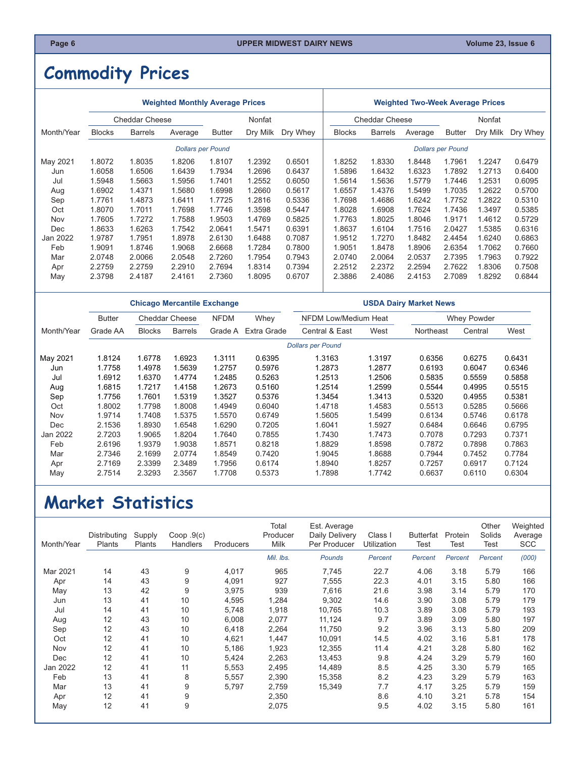# Commodity Prices

| Month/Year | Weighted Monthly Average Prices | | | | | | Weighted Two-Week Average Prices | | | | | |
|---|---|---|---|---|---|---|---|---|---|---|---|---|
| | Cheddar Cheese | | | | Nonfat | | Cheddar Cheese | | | | Nonfat | |
| | Blocks | Barrels | Average | Butter | Dry Milk | Dry Whey | Blocks | Barrels | Average | Butter | Dry Milk | Dry Whey |
| | *Dollars per Pound* | | | | | | *Dollars per Pound* | | | | | |
| May 2021 | 1.8072 | 1.8035 | 1.8206 | 1.8107 | 1.2392 | 0.6501 | 1.8252 | 1.8330 | 1.8448 | 1.7961 | 1.2247 | 0.6479 |
| Jun | 1.6058 | 1.6506 | 1.6439 | 1.7934 | 1.2696 | 0.6437 | 1.5896 | 1.6432 | 1.6323 | 1.7892 | 1.2713 | 0.6400 |
| Jul | 1.5948 | 1.5663 | 1.5956 | 1.7401 | 1.2552 | 0.6050 | 1.5614 | 1.5636 | 1.5779 | 1.7446 | 1.2531 | 0.6095 |
| Aug | 1.6902 | 1.4371 | 1.5680 | 1.6998 | 1.2660 | 0.5617 | 1.6557 | 1.4376 | 1.5499 | 1.7035 | 1.2622 | 0.5700 |
| Sep | 1.7761 | 1.4873 | 1.6411 | 1.7725 | 1.2816 | 0.5336 | 1.7698 | 1.4686 | 1.6242 | 1.7752 | 1.2822 | 0.5310 |
| Oct | 1.8070 | 1.7011 | 1.7698 | 1.7746 | 1.3598 | 0.5447 | 1.8028 | 1.6908 | 1.7624 | 1.7436 | 1.3497 | 0.5385 |
| Nov | 1.7605 | 1.7272 | 1.7588 | 1.9503 | 1.4769 | 0.5825 | 1.7763 | 1.8025 | 1.8046 | 1.9171 | 1.4612 | 0.5729 |
| Dec | 1.8633 | 1.6263 | 1.7542 | 2.0641 | 1.5471 | 0.6391 | 1.8637 | 1.6104 | 1.7516 | 2.0427 | 1.5385 | 0.6316 |
| Jan 2022 | 1.9787 | 1.7951 | 1.8978 | 2.6130 | 1.6488 | 0.7087 | 1.9512 | 1.7270 | 1.8482 | 2.4454 | 1.6240 | 0.6863 |
| Feb | 1.9091 | 1.8746 | 1.9068 | 2.6668 | 1.7284 | 0.7800 | 1.9051 | 1.8478 | 1.8906 | 2.6354 | 1.7062 | 0.7660 |
| Mar | 2.0748 | 2.0066 | 2.0548 | 2.7260 | 1.7954 | 0.7943 | 2.0740 | 2.0064 | 2.0537 | 2.7395 | 1.7963 | 0.7922 |
| Apr | 2.2759 | 2.2759 | 2.2910 | 2.7694 | 1.8314 | 0.7394 | 2.2512 | 2.2372 | 2.2594 | 2.7622 | 1.8306 | 0.7508 |
| May | 2.3798 | 2.4187 | 2.4161 | 2.7360 | 1.8095 | 0.6707 | 2.3886 | 2.4086 | 2.4153 | 2.7089 | 1.8292 | 0.6844 |

| Month/Year | Chicago Mercantile Exchange | | | | | USDA Dairy Market News | | | | |
|---|---|---|---|---|---|---|---|---|---|---|
| | Butter | Cheddar Cheese | | NFDM | Whey | NFDM Low/Medium Heat | | Whey Powder | | |
| | Grade AA | Blocks | Barrels | Grade A | Extra Grade | Central & East | West | Northeast | Central | West |
| | *Dollars per Pound* | | | | | | | | | |
| May 2021 | 1.8124 | 1.6778 | 1.6923 | 1.3111 | 0.6395 | 1.3163 | 1.3197 | 0.6356 | 0.6275 | 0.6431 |
| Jun | 1.7758 | 1.4978 | 1.5639 | 1.2757 | 0.5976 | 1.2873 | 1.2877 | 0.6193 | 0.6047 | 0.6346 |
| Jul | 1.6912 | 1.6370 | 1.4774 | 1.2485 | 0.5263 | 1.2513 | 1.2506 | 0.5835 | 0.5559 | 0.5858 |
| Aug | 1.6815 | 1.7217 | 1.4158 | 1.2673 | 0.5160 | 1.2514 | 1.2599 | 0.5544 | 0.4995 | 0.5515 |
| Sep | 1.7756 | 1.7601 | 1.5319 | 1.3527 | 0.5376 | 1.3454 | 1.3413 | 0.5320 | 0.4955 | 0.5381 |
| Oct | 1.8002 | 1.7798 | 1.8008 | 1.4949 | 0.6040 | 1.4718 | 1.4583 | 0.5513 | 0.5285 | 0.5666 |
| Nov | 1.9714 | 1.7408 | 1.5375 | 1.5570 | 0.6749 | 1.5605 | 1.5499 | 0.6134 | 0.5746 | 0.6178 |
| Dec | 2.1536 | 1.8930 | 1.6548 | 1.6290 | 0.7205 | 1.6041 | 1.5927 | 0.6484 | 0.6646 | 0.6795 |
| Jan 2022 | 2.7203 | 1.9065 | 1.8204 | 1.7640 | 0.7855 | 1.7430 | 1.7473 | 0.7078 | 0.7293 | 0.7371 |
| Feb | 2.6196 | 1.9379 | 1.9038 | 1.8571 | 0.8218 | 1.8829 | 1.8598 | 0.7872 | 0.7898 | 0.7863 |
| Mar | 2.7346 | 2.1699 | 2.0774 | 1.8549 | 0.7420 | 1.9045 | 1.8688 | 0.7944 | 0.7452 | 0.7784 |
| Apr | 2.7169 | 2.3399 | 2.3489 | 1.7956 | 0.6174 | 1.8940 | 1.8257 | 0.7257 | 0.6917 | 0.7124 |
| May | 2.7514 | 2.3293 | 2.3567 | 1.7708 | 0.5373 | 1.7898 | 1.7742 | 0.6637 | 0.6110 | 0.6304 |

# Market Statistics

| Month/Year | Distributing Plants | Supply Plants | Coop .9(c) Handlers | Producers | Total Producer Milk | Est. Average Daily Delivery Per Producer | Class I Utilization | Butterfat Test | Protein Test | Other Solids Test | Weighted Average SCC |
|---|---|---|---|---|---|---|---|---|---|---|---|
| | | | | | *Mil. lbs.* | *Pounds* | *Percent* | *Percent* | *Percent* | *Percent* | *(000)* |
| Mar 2021 | 14 | 43 | 9 | 4,017 | 965 | 7,745 | 22.7 | 4.06 | 3.18 | 5.79 | 166 |
| Apr | 14 | 43 | 9 | 4,091 | 927 | 7,555 | 22.3 | 4.01 | 3.15 | 5.80 | 166 |
| May | 13 | 42 | 9 | 3,975 | 939 | 7,616 | 21.6 | 3.98 | 3.14 | 5.79 | 170 |
| Jun | 13 | 41 | 10 | 4,595 | 1,284 | 9,302 | 14.6 | 3.90 | 3.08 | 5.79 | 179 |
| Jul | 14 | 41 | 10 | 5,748 | 1,918 | 10,765 | 10.3 | 3.89 | 3.08 | 5.79 | 193 |
| Aug | 12 | 43 | 10 | 6,008 | 2,077 | 11,124 | 9.7 | 3.89 | 3.09 | 5.80 | 197 |
| Sep | 12 | 43 | 10 | 6,418 | 2,264 | 11,750 | 9.2 | 3.96 | 3.13 | 5.80 | 209 |
| Oct | 12 | 41 | 10 | 4,621 | 1,447 | 10,091 | 14.5 | 4.02 | 3.16 | 5.81 | 178 |
| Nov | 12 | 41 | 10 | 5,186 | 1,923 | 12,355 | 11.4 | 4.21 | 3.28 | 5.80 | 162 |
| Dec | 12 | 41 | 10 | 5,424 | 2,263 | 13,453 | 9.8 | 4.24 | 3.29 | 5.79 | 160 |
| Jan 2022 | 12 | 41 | 11 | 5,553 | 2,495 | 14,489 | 8.5 | 4.25 | 3.30 | 5.79 | 165 |
| Feb | 13 | 41 | 8 | 5,557 | 2,390 | 15,358 | 8.2 | 4.23 | 3.29 | 5.79 | 163 |
| Mar | 13 | 41 | 9 | 5,797 | 2,759 | 15,349 | 7.7 | 4.17 | 3.25 | 5.79 | 159 |
| Apr | 12 | 41 | 9 | | 2,350 | | 8.6 | 4.10 | 3.21 | 5.78 | 154 |
| May | 12 | 41 | 9 | | 2,075 | | 9.5 | 4.02 | 3.15 | 5.80 | 161 |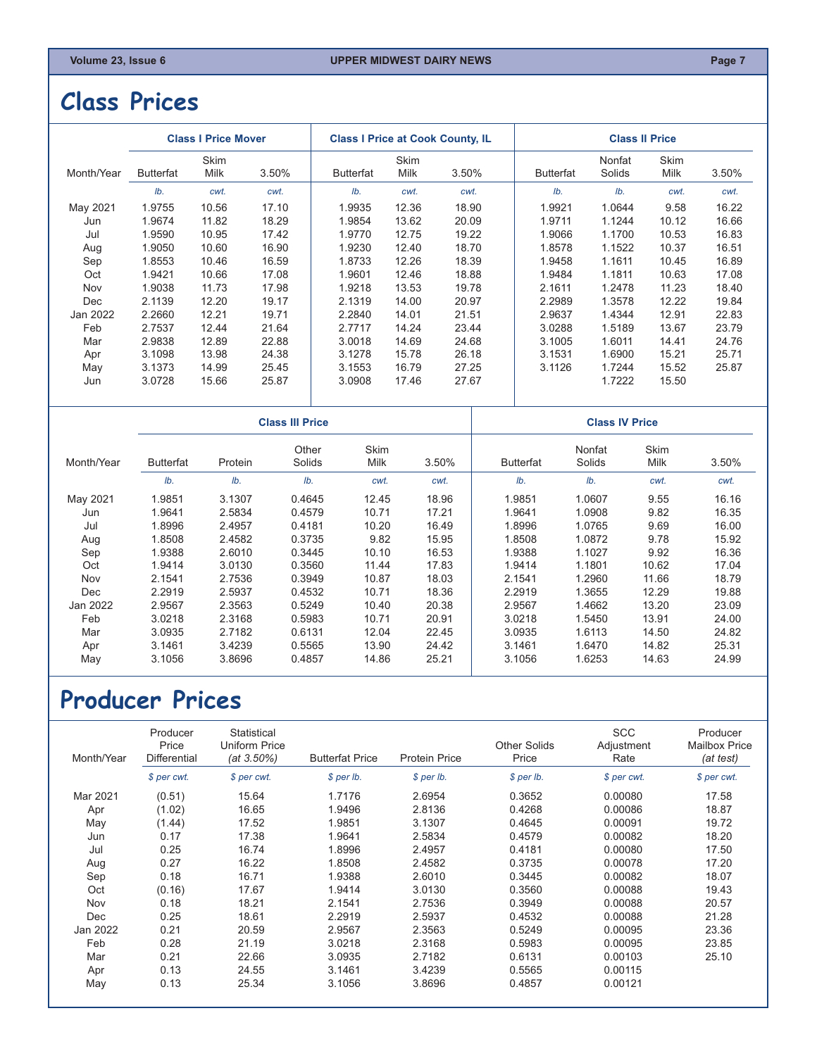# Class Prices

| Month/Year | Class I Price Mover | | | Class I Price at Cook County, IL | | | Class II Price | | | |
|---|---|---|---|---|---|---|---|---|---|---|
| | Butterfat | Skim Milk | 3.50% | Butterfat | Skim Milk | 3.50% | Butterfat | Nonfat Solids | Skim Milk | 3.50% |
| | lb. | cwt. | cwt. | lb. | cwt. | cwt. | lb. | lb. | cwt. | cwt. |
| May 2021 | 1.9755 | 10.56 | 17.10 | 1.9935 | 12.36 | 18.90 | 1.9921 | 1.0644 | 9.58 | 16.22 |
| Jun | 1.9674 | 11.82 | 18.29 | 1.9854 | 13.62 | 20.09 | 1.9711 | 1.1244 | 10.12 | 16.66 |
| Jul | 1.9590 | 10.95 | 17.42 | 1.9770 | 12.75 | 19.22 | 1.9066 | 1.1700 | 10.53 | 16.83 |
| Aug | 1.9050 | 10.60 | 16.90 | 1.9230 | 12.40 | 18.70 | 1.8578 | 1.1522 | 10.37 | 16.51 |
| Sep | 1.8553 | 10.46 | 16.59 | 1.8733 | 12.26 | 18.39 | 1.9458 | 1.1611 | 10.45 | 16.89 |
| Oct | 1.9421 | 10.66 | 17.08 | 1.9601 | 12.46 | 18.88 | 1.9484 | 1.1811 | 10.63 | 17.08 |
| Nov | 1.9038 | 11.73 | 17.98 | 1.9218 | 13.53 | 19.78 | 2.1611 | 1.2478 | 11.23 | 18.40 |
| Dec | 2.1139 | 12.20 | 19.17 | 2.1319 | 14.00 | 20.97 | 2.2989 | 1.3578 | 12.22 | 19.84 |
| Jan 2022 | 2.2660 | 12.21 | 19.71 | 2.2840 | 14.01 | 21.51 | 2.9637 | 1.4344 | 12.91 | 22.83 |
| Feb | 2.7537 | 12.44 | 21.64 | 2.7717 | 14.24 | 23.44 | 3.0288 | 1.5189 | 13.67 | 23.79 |
| Mar | 2.9838 | 12.89 | 22.88 | 3.0018 | 14.69 | 24.68 | 3.1005 | 1.6011 | 14.41 | 24.76 |
| Apr | 3.1098 | 13.98 | 24.38 | 3.1278 | 15.78 | 26.18 | 3.1531 | 1.6900 | 15.21 | 25.71 |
| May | 3.1373 | 14.99 | 25.45 | 3.1553 | 16.79 | 27.25 | 3.1126 | 1.7244 | 15.52 | 25.87 |
| Jun | 3.0728 | 15.66 | 25.87 | 3.0908 | 17.46 | 27.67 | | 1.7222 | 15.50 | |

| Month/Year | Class III Price | | | | | Class IV Price | | | |
|---|---|---|---|---|---|---|---|---|---|
| | Butterfat | Protein | Other Solids | Skim Milk | 3.50% | Butterfat | Nonfat Solids | Skim Milk | 3.50% |
| | lb. | lb. | lb. | cwt. | cwt. | lb. | lb. | cwt. | cwt. |
| May 2021 | 1.9851 | 3.1307 | 0.4645 | 12.45 | 18.96 | 1.9851 | 1.0607 | 9.55 | 16.16 |
| Jun | 1.9641 | 2.5834 | 0.4579 | 10.71 | 17.21 | 1.9641 | 1.0908 | 9.82 | 16.35 |
| Jul | 1.8996 | 2.4957 | 0.4181 | 10.20 | 16.49 | 1.8996 | 1.0765 | 9.69 | 16.00 |
| Aug | 1.8508 | 2.4582 | 0.3735 | 9.82 | 15.95 | 1.8508 | 1.0872 | 9.78 | 15.92 |
| Sep | 1.9388 | 2.6010 | 0.3445 | 10.10 | 16.53 | 1.9388 | 1.1027 | 9.92 | 16.36 |
| Oct | 1.9414 | 3.0130 | 0.3560 | 11.44 | 17.83 | 1.9414 | 1.1801 | 10.62 | 17.04 |
| Nov | 2.1541 | 2.7536 | 0.3949 | 10.87 | 18.03 | 2.1541 | 1.2960 | 11.66 | 18.79 |
| Dec | 2.2919 | 2.5937 | 0.4532 | 10.71 | 18.36 | 2.2919 | 1.3655 | 12.29 | 19.88 |
| Jan 2022 | 2.9567 | 2.3563 | 0.5249 | 10.40 | 20.38 | 2.9567 | 1.4662 | 13.20 | 23.09 |
| Feb | 3.0218 | 2.3168 | 0.5983 | 10.71 | 20.91 | 3.0218 | 1.5450 | 13.91 | 24.00 |
| Mar | 3.0935 | 2.7182 | 0.6131 | 12.04 | 22.45 | 3.0935 | 1.6113 | 14.50 | 24.82 |
| Apr | 3.1461 | 3.4239 | 0.5565 | 13.90 | 24.42 | 3.1461 | 1.6470 | 14.82 | 25.31 |
| May | 3.1056 | 3.8696 | 0.4857 | 14.86 | 25.21 | 3.1056 | 1.6253 | 14.63 | 24.99 |

# Producer Prices

| Month/Year | Producer Price Differential | Statistical Uniform Price *(at 3.50%)* | Butterfat Price | Protein Price | Other Solids Price | SCC Adjustment Rate | Producer Mailbox Price *(at test)* |
|---|---|---|---|---|---|---|---|
| | *$ per cwt.* | *$ per cwt.* | *$ per lb.* | *$ per lb.* | *$ per lb.* | *$ per cwt.* | *$ per cwt.* |
| Mar 2021 | (0.51) | 15.64 | 1.7176 | 2.6954 | 0.3652 | 0.00080 | 17.58 |
| Apr | (1.02) | 16.65 | 1.9496 | 2.8136 | 0.4268 | 0.00086 | 18.87 |
| May | (1.44) | 17.52 | 1.9851 | 3.1307 | 0.4645 | 0.00091 | 19.72 |
| Jun | 0.17 | 17.38 | 1.9641 | 2.5834 | 0.4579 | 0.00082 | 18.20 |
| Jul | 0.25 | 16.74 | 1.8996 | 2.4957 | 0.4181 | 0.00080 | 17.50 |
| Aug | 0.27 | 16.22 | 1.8508 | 2.4582 | 0.3735 | 0.00078 | 17.20 |
| Sep | 0.18 | 16.71 | 1.9388 | 2.6010 | 0.3445 | 0.00082 | 18.07 |
| Oct | (0.16) | 17.67 | 1.9414 | 3.0130 | 0.3560 | 0.00088 | 19.43 |
| Nov | 0.18 | 18.21 | 2.1541 | 2.7536 | 0.3949 | 0.00088 | 20.57 |
| Dec | 0.25 | 18.61 | 2.2919 | 2.5937 | 0.4532 | 0.00088 | 21.28 |
| Jan 2022 | 0.21 | 20.59 | 2.9567 | 2.3563 | 0.5249 | 0.00095 | 23.36 |
| Feb | 0.28 | 21.19 | 3.0218 | 2.3168 | 0.5983 | 0.00095 | 23.85 |
| Mar | 0.21 | 22.66 | 3.0935 | 2.7182 | 0.6131 | 0.00103 | 25.10 |
| Apr | 0.13 | 24.55 | 3.1461 | 3.4239 | 0.5565 | 0.00115 | |
| May | 0.13 | 25.34 | 3.1056 | 3.8696 | 0.4857 | 0.00121 | |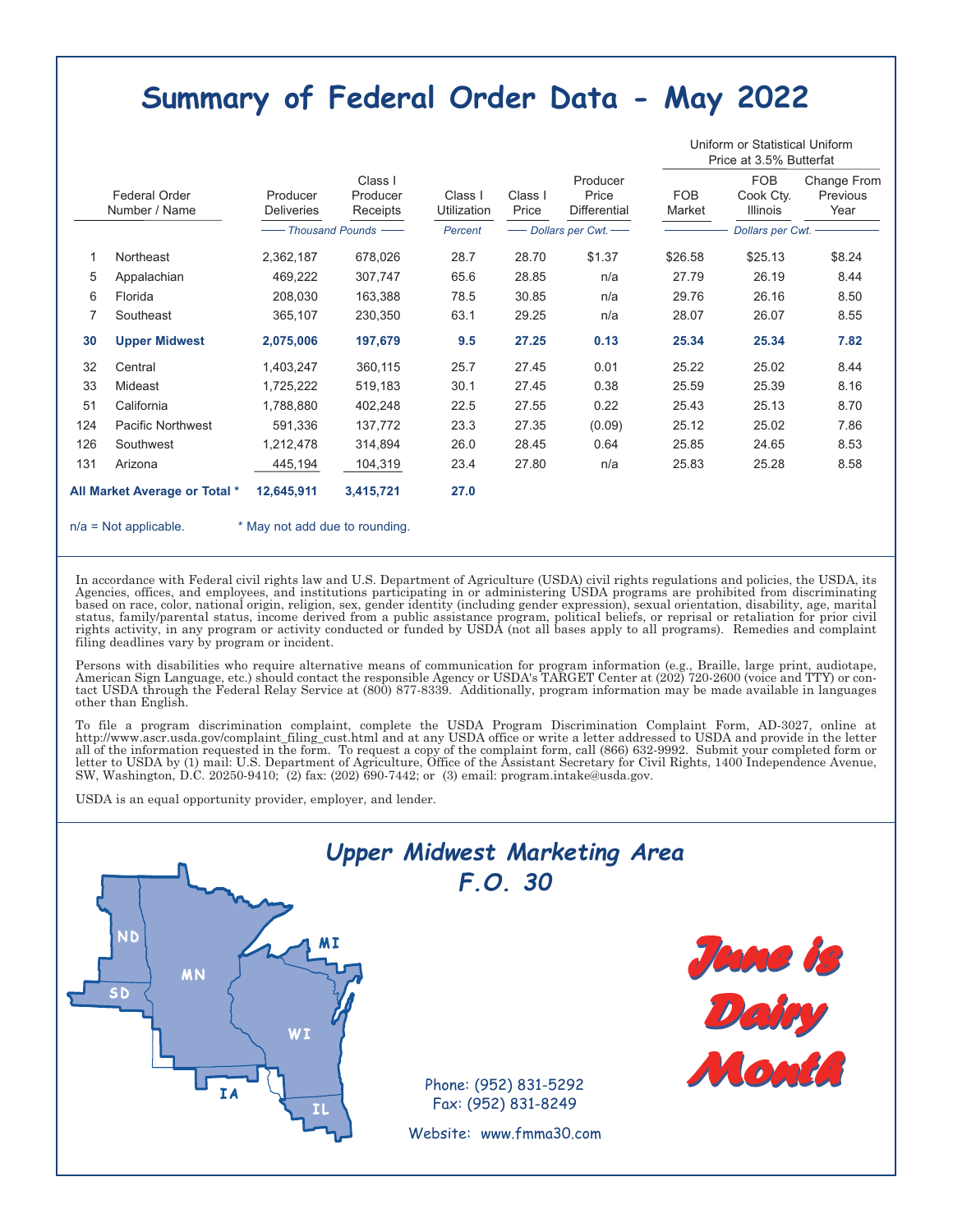# Summary of Federal Order Data - May 2022

| Federal Order Number / Name | | Producer Deliveries | Class I Producer Receipts | Class I Utilization | Class I Price | Producer Price Differential | Uniform or Statistical Uniform Price at 3.5% Butterfat FOB Market | FOB Cook Cty. Illinois | Change From Previous Year |
|---|---|---|---|---|---|---|---|---|---|
| | | Thousand Pounds | | Percent | Dollars per Cwt. | | Dollars per Cwt. | | |
| 1 | Northeast | 2,362,187 | 678,026 | 28.7 | 28.70 | $1.37 | $26.58 | $25.13 | $8.24 |
| 5 | Appalachian | 469,222 | 307,747 | 65.6 | 28.85 | n/a | 27.79 | 26.19 | 8.44 |
| 6 | Florida | 208,030 | 163,388 | 78.5 | 30.85 | n/a | 29.76 | 26.16 | 8.50 |
| 7 | Southeast | 365,107 | 230,350 | 63.1 | 29.25 | n/a | 28.07 | 26.07 | 8.55 |
| **30** | **Upper Midwest** | **2,075,006** | **197,679** | **9.5** | **27.25** | **0.13** | **25.34** | **25.34** | **7.82** |
| 32 | Central | 1,403,247 | 360,115 | 25.7 | 27.45 | 0.01 | 25.22 | 25.02 | 8.44 |
| 33 | Mideast | 1,725,222 | 519,183 | 30.1 | 27.45 | 0.38 | 25.59 | 25.39 | 8.16 |
| 51 | California | 1,788,880 | 402,248 | 22.5 | 27.55 | 0.22 | 25.43 | 25.13 | 8.70 |
| 124 | Pacific Northwest | 591,336 | 137,772 | 23.3 | 27.35 | (0.09) | 25.12 | 25.02 | 7.86 |
| 126 | Southwest | 1,212,478 | 314,894 | 26.0 | 28.45 | 0.64 | 25.85 | 24.65 | 8.53 |
| 131 | Arizona | 445,194 | 104,319 | 23.4 | 27.80 | n/a | 25.83 | 25.28 | 8.58 |
| **All Market Average or Total *** | | **12,645,911** | **3,415,721** | **27.0** | | | | | |

n/a = Not applicable.   * May not add due to rounding.

In accordance with Federal civil rights law and U.S. Department of Agriculture (USDA) civil rights regulations and policies, the USDA, its Agencies, offices, and employees, and institutions participating in or administering USDA programs are prohibited from discriminating based on race, color, national origin, religion, sex, gender identity (including gender expression), sexual orientation, disability, age, marital status, family/parental status, income derived from a public assistance program, political beliefs, or reprisal or retaliation for prior civil rights activity, in any program or activity conducted or funded by USDA (not all bases apply to all programs). Remedies and complaint filing deadlines vary by program or incident.

Persons with disabilities who require alternative means of communication for program information (e.g., Braille, large print, audiotape, American Sign Language, etc.) should contact the responsible Agency or USDA's TARGET Center at (202) 720-2600 (voice and TTY) or contact USDA through the Federal Relay Service at (800) 877-8339. Additionally, program information may be made available in languages other than English.

To file a program discrimination complaint, complete the USDA Program Discrimination Complaint Form, AD-3027, online at http://www.ascr.usda.gov/complaint_filing_cust.html and at any USDA office or write a letter addressed to USDA and provide in the letter all of the information requested in the form. To request a copy of the complaint form, call (866) 632-9992. Submit your completed form or letter to USDA by (1) mail: U.S. Department of Agriculture, Office of the Assistant Secretary for Civil Rights, 1400 Independence Avenue, SW, Washington, D.C. 20250-9410; (2) fax: (202) 690-7442; or (3) email: program.intake@usda.gov.

USDA is an equal opportunity provider, employer, and lender.

## Upper Midwest Marketing Area
## F.O. 30

ND
SD
MN
MI
WI
IA
IL

June is Dairy Month

Phone: (952) 831-5292
Fax: (952) 831-8249

Website: www.fmma30.com